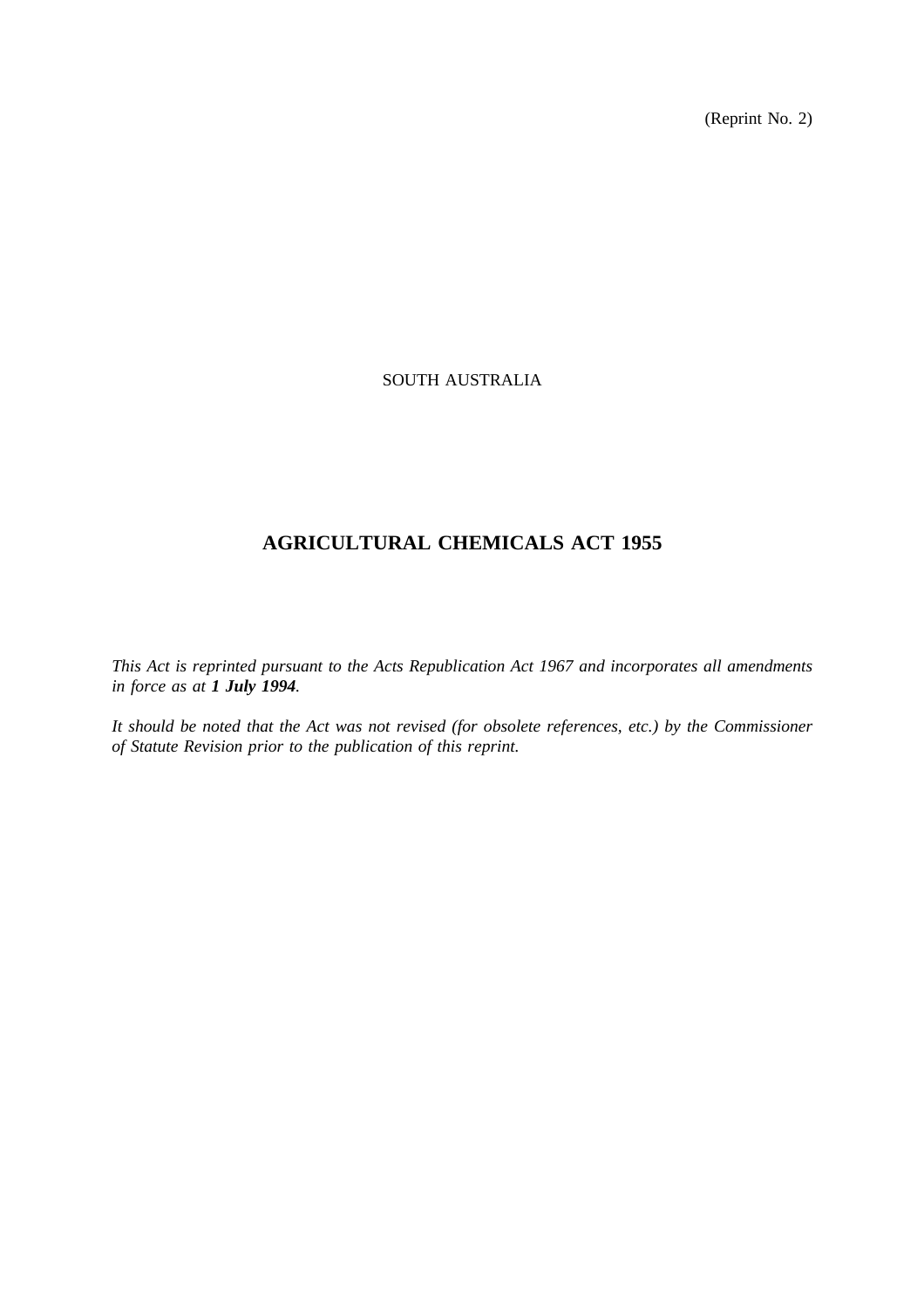(Reprint No. 2)

SOUTH AUSTRALIA

# AGRICULTURAL CHEMICALS ACT 1955

*This Act is reprinted pursuant to the Acts Republication Act 1967 and incorporates all amendments in force as at **1 July 1994**.*

*It should be noted that the Act was not revised (for obsolete references, etc.) by the Commissioner of Statute Revision prior to the publication of this reprint.*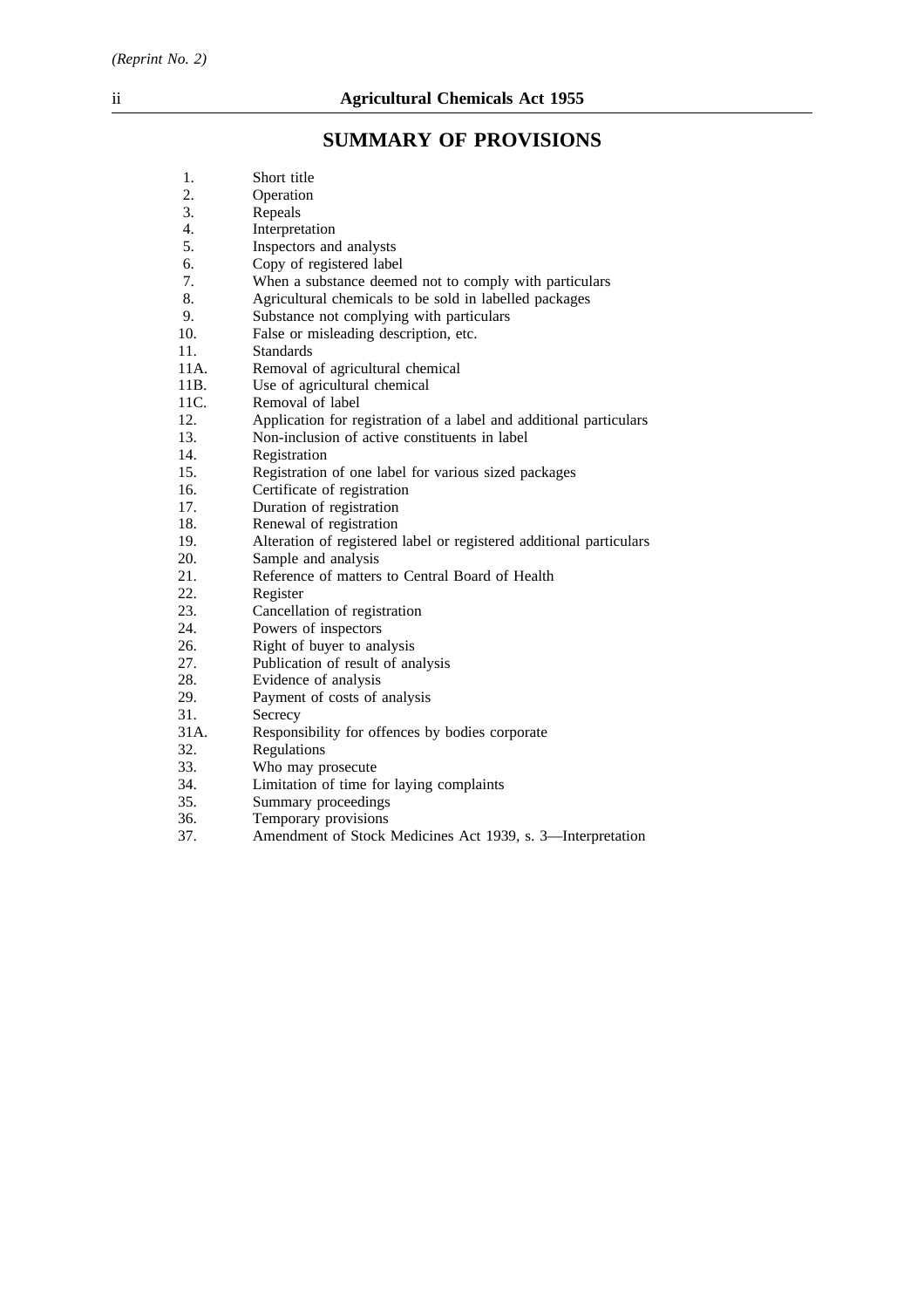## SUMMARY OF PROVISIONS

1. Short title
2. Operation
3. Repeals
4. Interpretation
5. Inspectors and analysts
6. Copy of registered label
7. When a substance deemed not to comply with particulars
8. Agricultural chemicals to be sold in labelled packages
9. Substance not complying with particulars
10. False or misleading description, etc.
11. Standards

11A. Removal of agricultural chemical

11B. Use of agricultural chemical

11C. Removal of label

12. Application for registration of a label and additional particulars
13. Non-inclusion of active constituents in label
14. Registration
15. Registration of one label for various sized packages
16. Certificate of registration
17. Duration of registration
18. Renewal of registration
19. Alteration of registered label or registered additional particulars
20. Sample and analysis
21. Reference of matters to Central Board of Health
22. Register
23. Cancellation of registration
24. Powers of inspectors

26. Right of buyer to analysis

27. Publication of result of analysis
28. Evidence of analysis
29. Payment of costs of analysis

31. Secrecy

31A. Responsibility for offences by bodies corporate

32. Regulations
33. Who may prosecute
34. Limitation of time for laying complaints
35. Summary proceedings
36. Temporary provisions
37. Amendment of Stock Medicines Act 1939, s. 3—Interpretation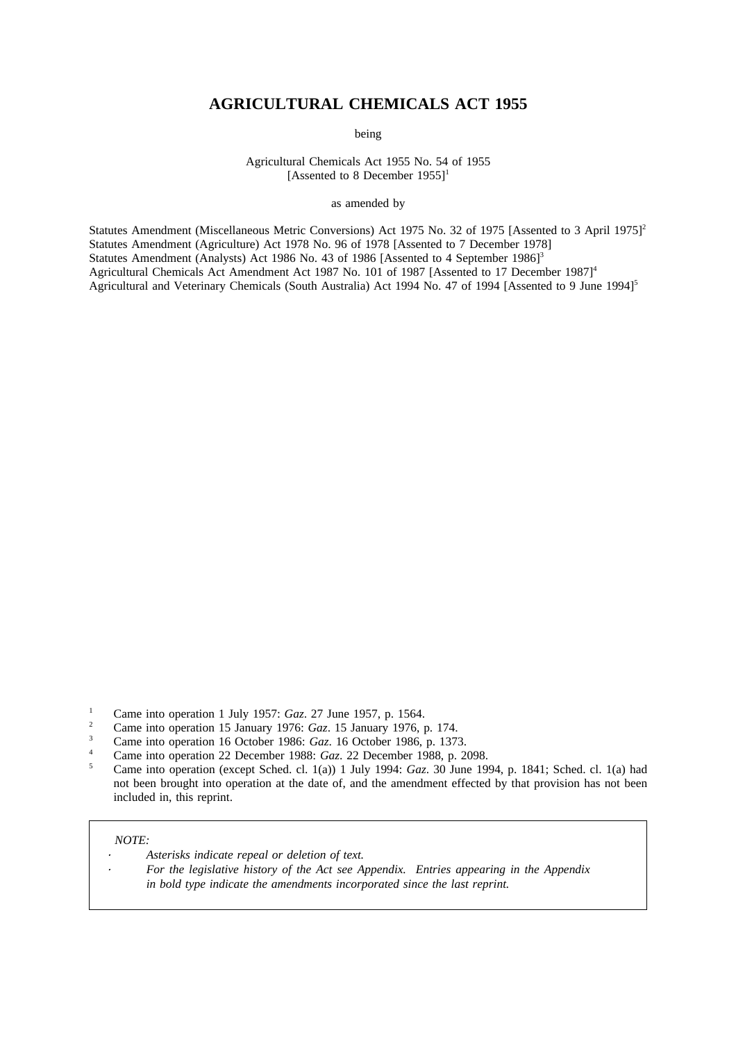# AGRICULTURAL CHEMICALS ACT 1955

being

Agricultural Chemicals Act 1955 No. 54 of 1955
[Assented to 8 December 1955][1]

as amended by

Statutes Amendment (Miscellaneous Metric Conversions) Act 1975 No. 32 of 1975 [Assented to 3 April 1975][2]
Statutes Amendment (Agriculture) Act 1978 No. 96 of 1978 [Assented to 7 December 1978]
Statutes Amendment (Analysts) Act 1986 No. 43 of 1986 [Assented to 4 September 1986][3]
Agricultural Chemicals Act Amendment Act 1987 No. 101 of 1987 [Assented to 17 December 1987][4]
Agricultural and Veterinary Chemicals (South Australia) Act 1994 No. 47 of 1994 [Assented to 9 June 1994][5]

[1] Came into operation 1 July 1957: *Gaz*. 27 June 1957, p. 1564.
[2] Came into operation 15 January 1976: *Gaz*. 15 January 1976, p. 174.
[3] Came into operation 16 October 1986: *Gaz*. 16 October 1986, p. 1373.
[4] Came into operation 22 December 1988: *Gaz*. 22 December 1988, p. 2098.
[5] Came into operation (except Sched. cl. 1(a)) 1 July 1994: *Gaz*. 30 June 1994, p. 1841; Sched. cl. 1(a) had not been brought into operation at the date of, and the amendment effected by that provision has not been included in, this reprint.

*NOTE:*

- *Asterisks indicate repeal or deletion of text.*
- *For the legislative history of the Act see Appendix. Entries appearing in the Appendix in bold type indicate the amendments incorporated since the last reprint.*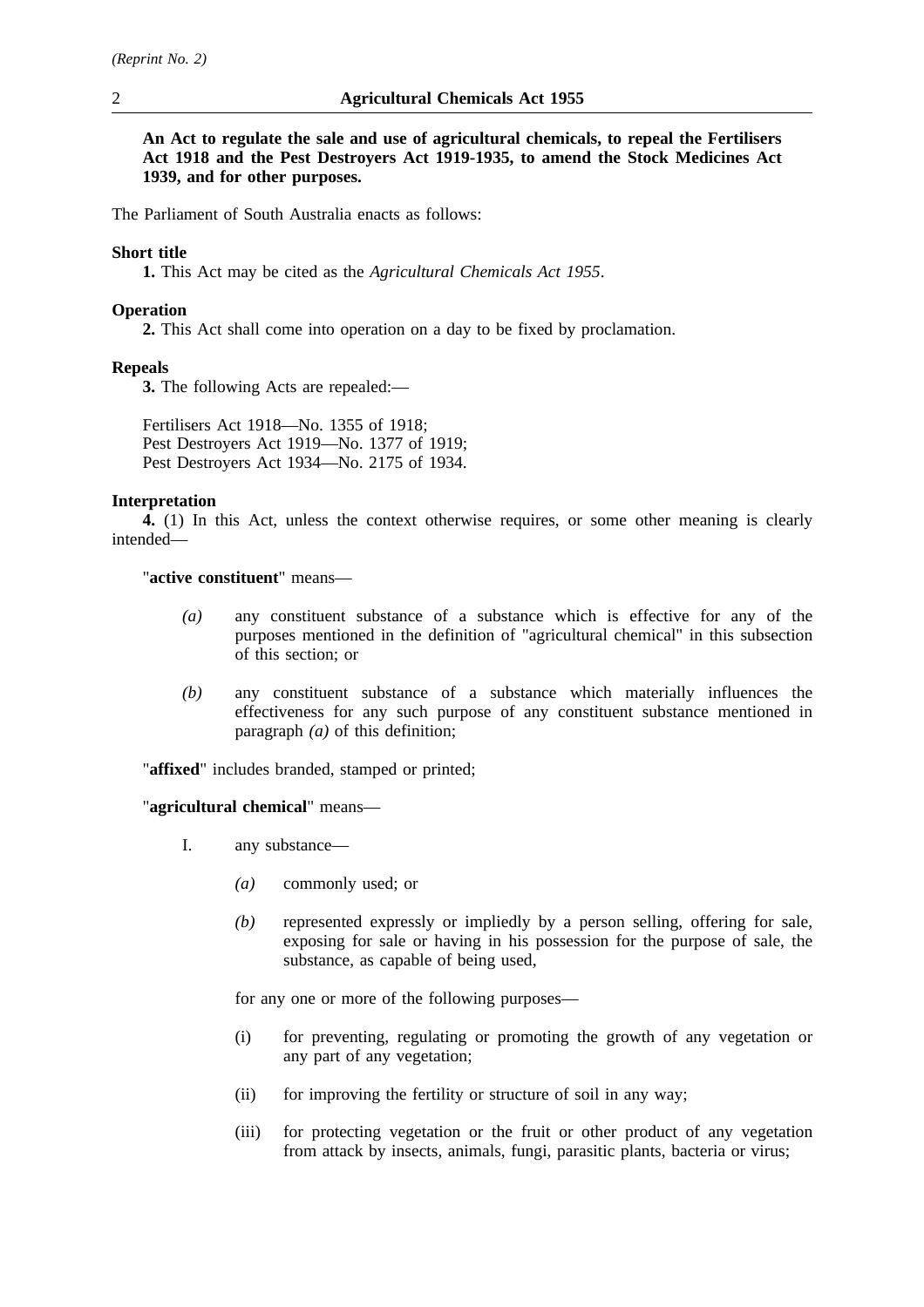**An Act to regulate the sale and use of agricultural chemicals, to repeal the Fertilisers Act 1918 and the Pest Destroyers Act 1919-1935, to amend the Stock Medicines Act 1939, and for other purposes.**

The Parliament of South Australia enacts as follows:

**Short title**

**1.** This Act may be cited as the *Agricultural Chemicals Act 1955*.

**Operation**

**2.** This Act shall come into operation on a day to be fixed by proclamation.

**Repeals**

**3.** The following Acts are repealed:—

Fertilisers Act 1918—No. 1355 of 1918;
Pest Destroyers Act 1919—No. 1377 of 1919;
Pest Destroyers Act 1934—No. 2175 of 1934.

**Interpretation**

**4.** (1) In this Act, unless the context otherwise requires, or some other meaning is clearly intended—

"**active constituent**" means—

*(a)* any constituent substance of a substance which is effective for any of the purposes mentioned in the definition of "agricultural chemical" in this subsection of this section; or

*(b)* any constituent substance of a substance which materially influences the effectiveness for any such purpose of any constituent substance mentioned in paragraph *(a)* of this definition;

"**affixed**" includes branded, stamped or printed;

"**agricultural chemical**" means—

I. any substance—

*(a)* commonly used; or

*(b)* represented expressly or impliedly by a person selling, offering for sale, exposing for sale or having in his possession for the purpose of sale, the substance, as capable of being used,

for any one or more of the following purposes—

(i) for preventing, regulating or promoting the growth of any vegetation or any part of any vegetation;

(ii) for improving the fertility or structure of soil in any way;

(iii) for protecting vegetation or the fruit or other product of any vegetation from attack by insects, animals, fungi, parasitic plants, bacteria or virus;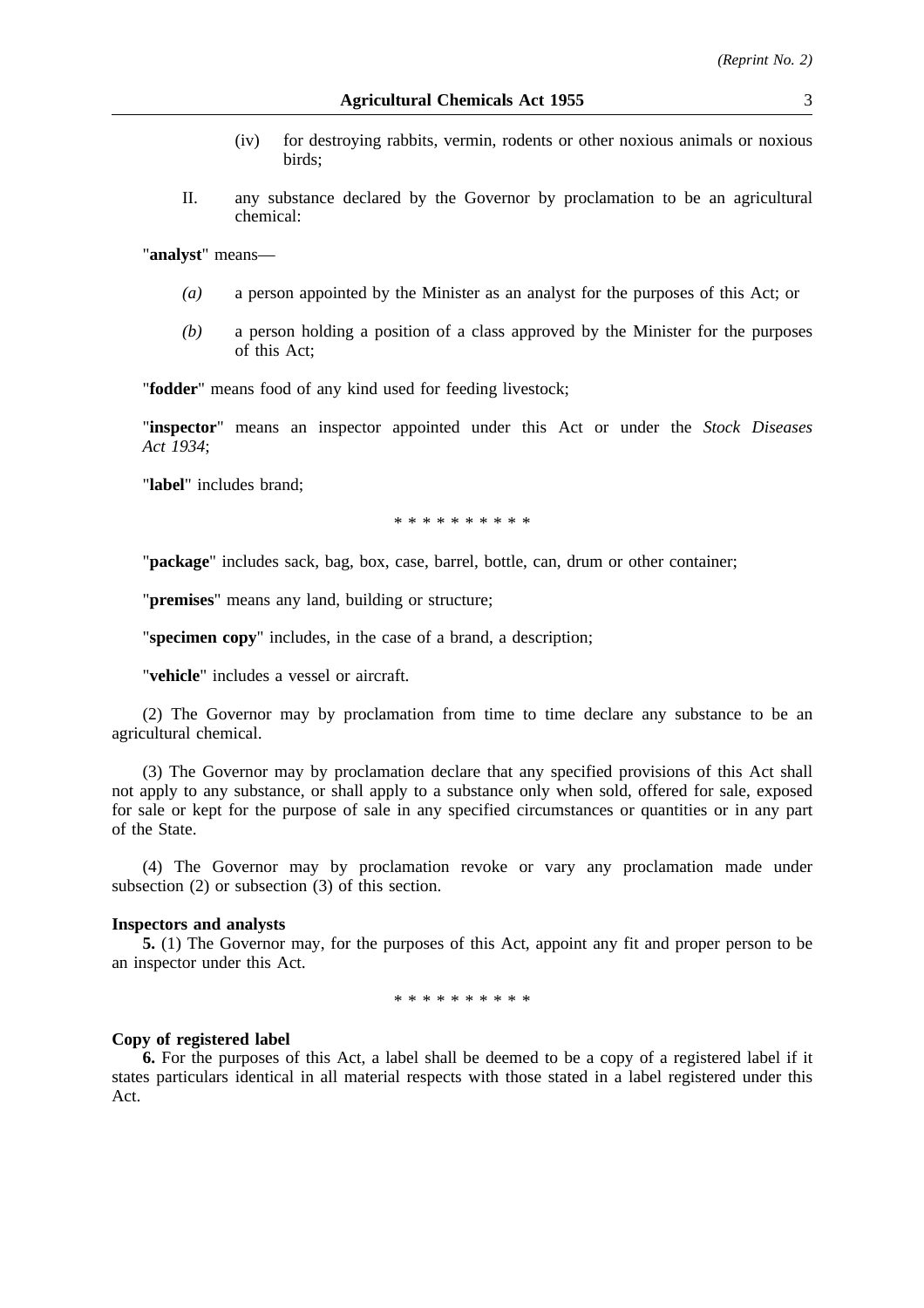(iv) for destroying rabbits, vermin, rodents or other noxious animals or noxious birds;

II. any substance declared by the Governor by proclamation to be an agricultural chemical:

"**analyst**" means—

*(a)* a person appointed by the Minister as an analyst for the purposes of this Act; or

*(b)* a person holding a position of a class approved by the Minister for the purposes of this Act;

"**fodder**" means food of any kind used for feeding livestock;

"**inspector**" means an inspector appointed under this Act or under the *Stock Diseases Act 1934*;

"**label**" includes brand;

\* \* \* \* \* \* \* \* \* \*

"**package**" includes sack, bag, box, case, barrel, bottle, can, drum or other container;

"**premises**" means any land, building or structure;

"**specimen copy**" includes, in the case of a brand, a description;

"**vehicle**" includes a vessel or aircraft.

(2) The Governor may by proclamation from time to time declare any substance to be an agricultural chemical.

(3) The Governor may by proclamation declare that any specified provisions of this Act shall not apply to any substance, or shall apply to a substance only when sold, offered for sale, exposed for sale or kept for the purpose of sale in any specified circumstances or quantities or in any part of the State.

(4) The Governor may by proclamation revoke or vary any proclamation made under subsection (2) or subsection (3) of this section.

**Inspectors and analysts**

**5.** (1) The Governor may, for the purposes of this Act, appoint any fit and proper person to be an inspector under this Act.

\* \* \* \* \* \* \* \* \* \*

**Copy of registered label**

**6.** For the purposes of this Act, a label shall be deemed to be a copy of a registered label if it states particulars identical in all material respects with those stated in a label registered under this Act.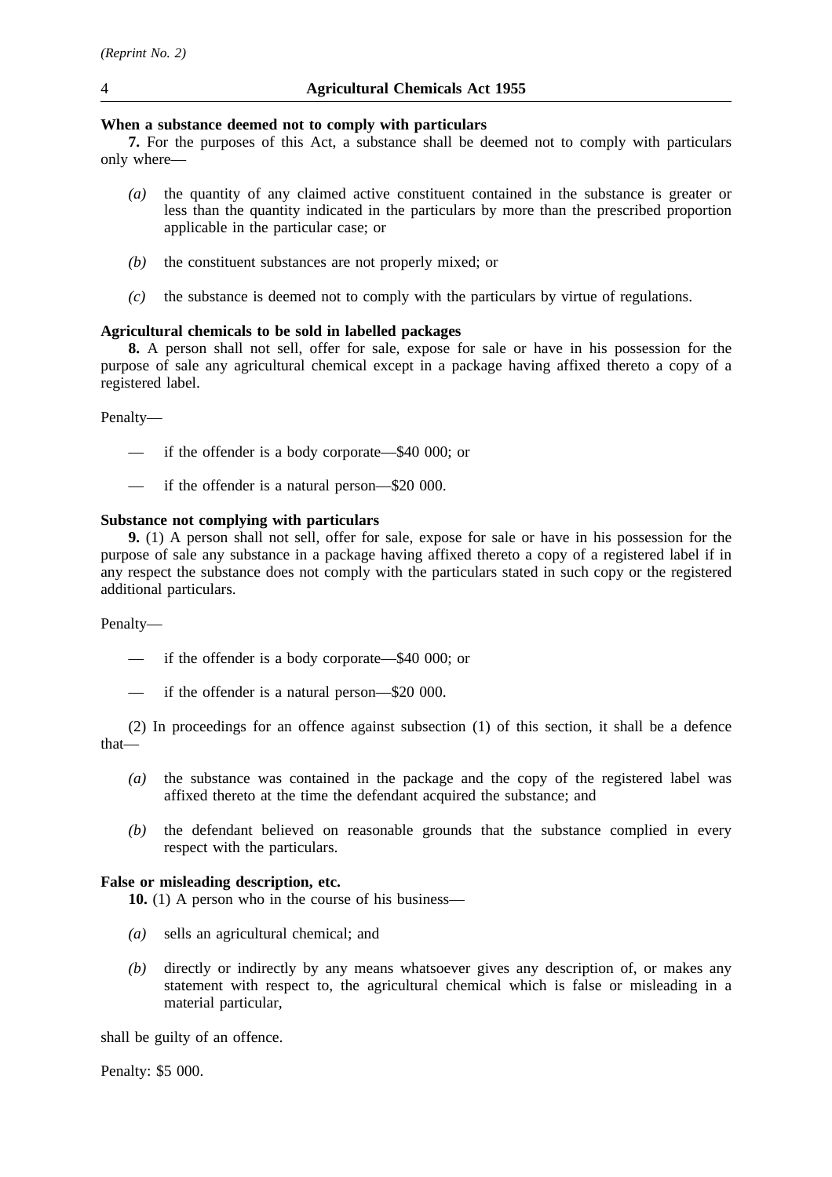**When a substance deemed not to comply with particulars**

**7.** For the purposes of this Act, a substance shall be deemed not to comply with particulars only where—

*(a)* the quantity of any claimed active constituent contained in the substance is greater or less than the quantity indicated in the particulars by more than the prescribed proportion applicable in the particular case; or

*(b)* the constituent substances are not properly mixed; or

*(c)* the substance is deemed not to comply with the particulars by virtue of regulations.

**Agricultural chemicals to be sold in labelled packages**

**8.** A person shall not sell, offer for sale, expose for sale or have in his possession for the purpose of sale any agricultural chemical except in a package having affixed thereto a copy of a registered label.

Penalty—

— if the offender is a body corporate—$40 000; or

— if the offender is a natural person—$20 000.

**Substance not complying with particulars**

**9.** (1) A person shall not sell, offer for sale, expose for sale or have in his possession for the purpose of sale any substance in a package having affixed thereto a copy of a registered label if in any respect the substance does not comply with the particulars stated in such copy or the registered additional particulars.

Penalty—

— if the offender is a body corporate—$40 000; or

— if the offender is a natural person—$20 000.

(2) In proceedings for an offence against subsection (1) of this section, it shall be a defence that—

*(a)* the substance was contained in the package and the copy of the registered label was affixed thereto at the time the defendant acquired the substance; and

*(b)* the defendant believed on reasonable grounds that the substance complied in every respect with the particulars.

**False or misleading description, etc.**

**10.** (1) A person who in the course of his business—

*(a)* sells an agricultural chemical; and

*(b)* directly or indirectly by any means whatsoever gives any description of, or makes any statement with respect to, the agricultural chemical which is false or misleading in a material particular,

shall be guilty of an offence.

Penalty: $5 000.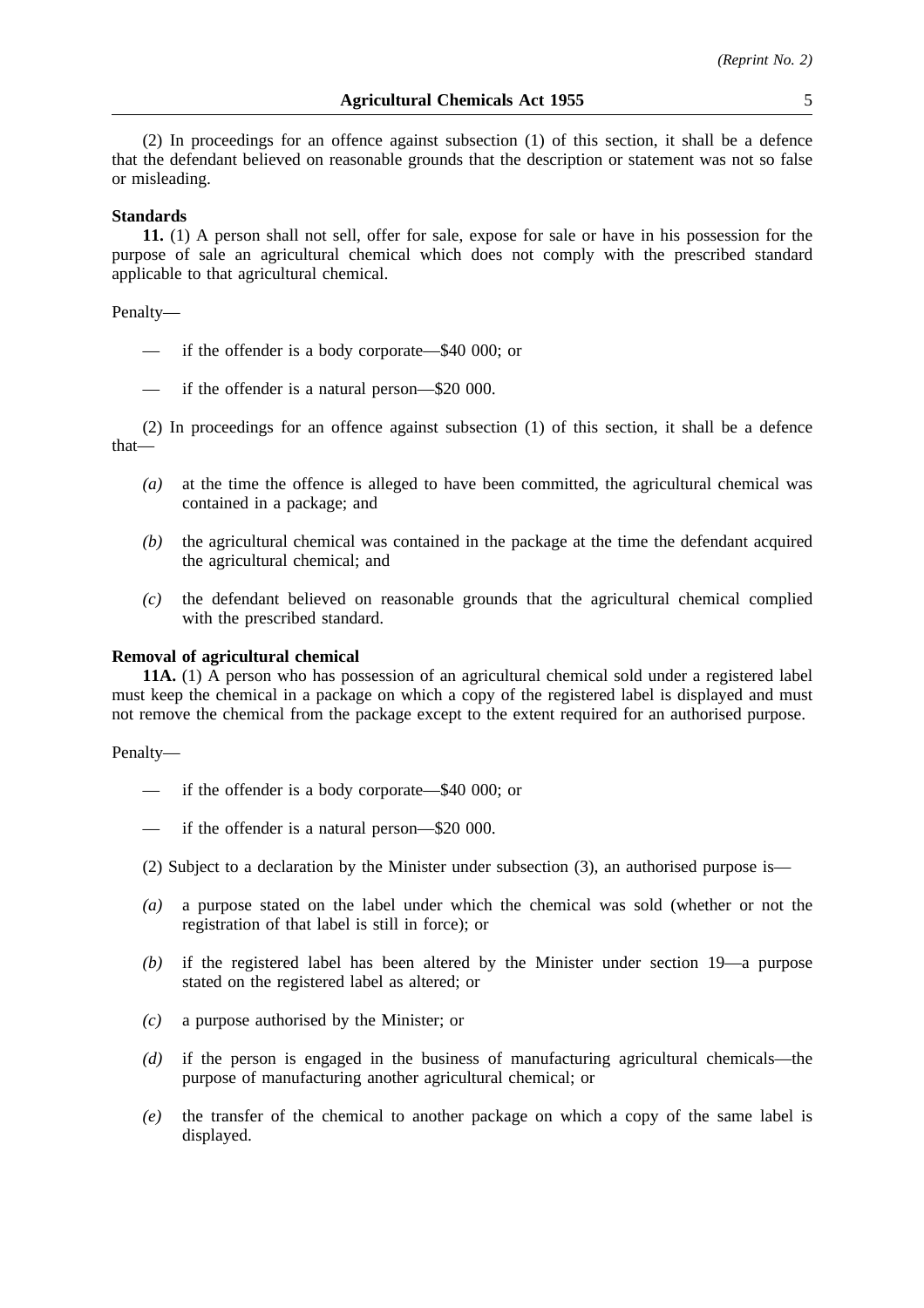(2) In proceedings for an offence against subsection (1) of this section, it shall be a defence that the defendant believed on reasonable grounds that the description or statement was not so false or misleading.

**Standards**

**11.** (1) A person shall not sell, offer for sale, expose for sale or have in his possession for the purpose of sale an agricultural chemical which does not comply with the prescribed standard applicable to that agricultural chemical.

Penalty—

- — if the offender is a body corporate—$40 000; or
- — if the offender is a natural person—$20 000.

(2) In proceedings for an offence against subsection (1) of this section, it shall be a defence that—

*(a)* at the time the offence is alleged to have been committed, the agricultural chemical was contained in a package; and

*(b)* the agricultural chemical was contained in the package at the time the defendant acquired the agricultural chemical; and

*(c)* the defendant believed on reasonable grounds that the agricultural chemical complied with the prescribed standard.

**Removal of agricultural chemical**

**11A.** (1) A person who has possession of an agricultural chemical sold under a registered label must keep the chemical in a package on which a copy of the registered label is displayed and must not remove the chemical from the package except to the extent required for an authorised purpose.

Penalty—

- — if the offender is a body corporate—$40 000; or
- — if the offender is a natural person—$20 000.

(2) Subject to a declaration by the Minister under subsection (3), an authorised purpose is—

*(a)* a purpose stated on the label under which the chemical was sold (whether or not the registration of that label is still in force); or

*(b)* if the registered label has been altered by the Minister under section 19—a purpose stated on the registered label as altered; or

*(c)* a purpose authorised by the Minister; or

*(d)* if the person is engaged in the business of manufacturing agricultural chemicals—the purpose of manufacturing another agricultural chemical; or

*(e)* the transfer of the chemical to another package on which a copy of the same label is displayed.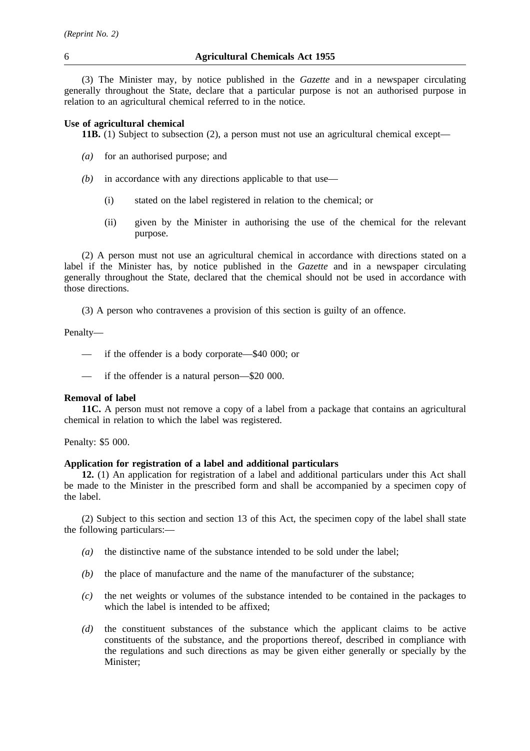(3) The Minister may, by notice published in the *Gazette* and in a newspaper circulating generally throughout the State, declare that a particular purpose is not an authorised purpose in relation to an agricultural chemical referred to in the notice.

**Use of agricultural chemical**

**11B.** (1) Subject to subsection (2), a person must not use an agricultural chemical except—

*(a)* for an authorised purpose; and

*(b)* in accordance with any directions applicable to that use—

(i) stated on the label registered in relation to the chemical; or

(ii) given by the Minister in authorising the use of the chemical for the relevant purpose.

(2) A person must not use an agricultural chemical in accordance with directions stated on a label if the Minister has, by notice published in the *Gazette* and in a newspaper circulating generally throughout the State, declared that the chemical should not be used in accordance with those directions.

(3) A person who contravenes a provision of this section is guilty of an offence.

Penalty—

— if the offender is a body corporate—$40 000; or

— if the offender is a natural person—$20 000.

**Removal of label**

**11C.** A person must not remove a copy of a label from a package that contains an agricultural chemical in relation to which the label was registered.

Penalty: $5 000.

**Application for registration of a label and additional particulars**

**12.** (1) An application for registration of a label and additional particulars under this Act shall be made to the Minister in the prescribed form and shall be accompanied by a specimen copy of the label.

(2) Subject to this section and section 13 of this Act, the specimen copy of the label shall state the following particulars:—

*(a)* the distinctive name of the substance intended to be sold under the label;

*(b)* the place of manufacture and the name of the manufacturer of the substance;

*(c)* the net weights or volumes of the substance intended to be contained in the packages to which the label is intended to be affixed;

*(d)* the constituent substances of the substance which the applicant claims to be active constituents of the substance, and the proportions thereof, described in compliance with the regulations and such directions as may be given either generally or specially by the Minister;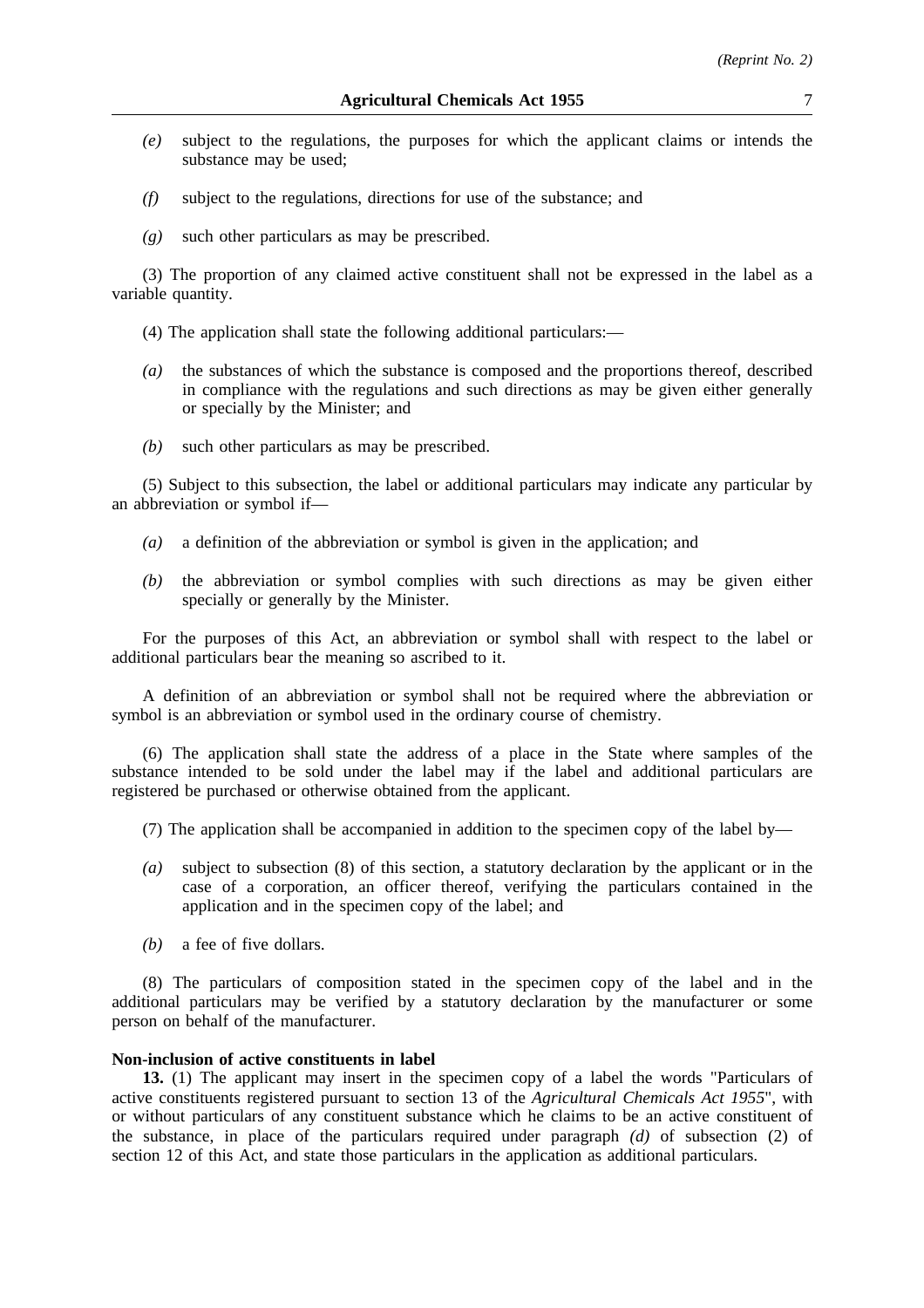*(e)* subject to the regulations, the purposes for which the applicant claims or intends the substance may be used;

*(f)* subject to the regulations, directions for use of the substance; and

*(g)* such other particulars as may be prescribed.

(3) The proportion of any claimed active constituent shall not be expressed in the label as a variable quantity.

(4) The application shall state the following additional particulars:—

*(a)* the substances of which the substance is composed and the proportions thereof, described in compliance with the regulations and such directions as may be given either generally or specially by the Minister; and

*(b)* such other particulars as may be prescribed.

(5) Subject to this subsection, the label or additional particulars may indicate any particular by an abbreviation or symbol if—

*(a)* a definition of the abbreviation or symbol is given in the application; and

*(b)* the abbreviation or symbol complies with such directions as may be given either specially or generally by the Minister.

For the purposes of this Act, an abbreviation or symbol shall with respect to the label or additional particulars bear the meaning so ascribed to it.

A definition of an abbreviation or symbol shall not be required where the abbreviation or symbol is an abbreviation or symbol used in the ordinary course of chemistry.

(6) The application shall state the address of a place in the State where samples of the substance intended to be sold under the label may if the label and additional particulars are registered be purchased or otherwise obtained from the applicant.

(7) The application shall be accompanied in addition to the specimen copy of the label by—

*(a)* subject to subsection (8) of this section, a statutory declaration by the applicant or in the case of a corporation, an officer thereof, verifying the particulars contained in the application and in the specimen copy of the label; and

*(b)* a fee of five dollars.

(8) The particulars of composition stated in the specimen copy of the label and in the additional particulars may be verified by a statutory declaration by the manufacturer or some person on behalf of the manufacturer.

**Non-inclusion of active constituents in label**

**13.** (1) The applicant may insert in the specimen copy of a label the words "Particulars of active constituents registered pursuant to section 13 of the *Agricultural Chemicals Act 1955*", with or without particulars of any constituent substance which he claims to be an active constituent of the substance, in place of the particulars required under paragraph *(d)* of subsection (2) of section 12 of this Act, and state those particulars in the application as additional particulars.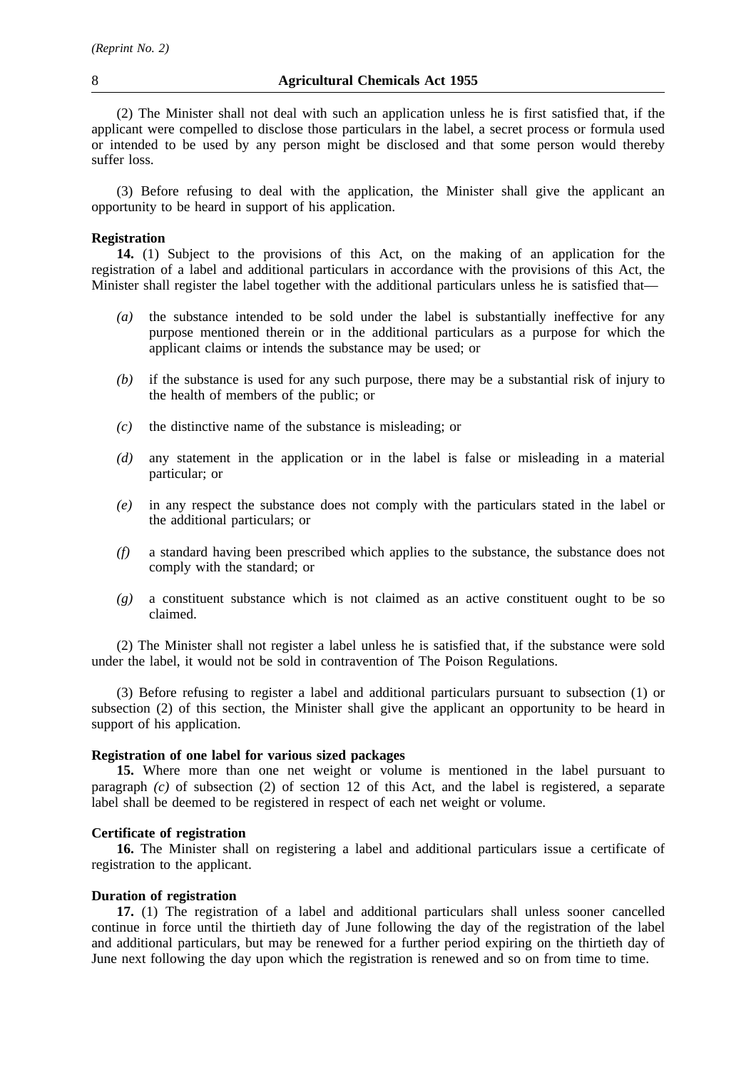(2) The Minister shall not deal with such an application unless he is first satisfied that, if the applicant were compelled to disclose those particulars in the label, a secret process or formula used or intended to be used by any person might be disclosed and that some person would thereby suffer loss.

(3) Before refusing to deal with the application, the Minister shall give the applicant an opportunity to be heard in support of his application.

**Registration**

**14.** (1) Subject to the provisions of this Act, on the making of an application for the registration of a label and additional particulars in accordance with the provisions of this Act, the Minister shall register the label together with the additional particulars unless he is satisfied that—

*(a)* the substance intended to be sold under the label is substantially ineffective for any purpose mentioned therein or in the additional particulars as a purpose for which the applicant claims or intends the substance may be used; or

*(b)* if the substance is used for any such purpose, there may be a substantial risk of injury to the health of members of the public; or

*(c)* the distinctive name of the substance is misleading; or

*(d)* any statement in the application or in the label is false or misleading in a material particular; or

*(e)* in any respect the substance does not comply with the particulars stated in the label or the additional particulars; or

*(f)* a standard having been prescribed which applies to the substance, the substance does not comply with the standard; or

*(g)* a constituent substance which is not claimed as an active constituent ought to be so claimed.

(2) The Minister shall not register a label unless he is satisfied that, if the substance were sold under the label, it would not be sold in contravention of The Poison Regulations.

(3) Before refusing to register a label and additional particulars pursuant to subsection (1) or subsection (2) of this section, the Minister shall give the applicant an opportunity to be heard in support of his application.

**Registration of one label for various sized packages**

**15.** Where more than one net weight or volume is mentioned in the label pursuant to paragraph *(c)* of subsection (2) of section 12 of this Act, and the label is registered, a separate label shall be deemed to be registered in respect of each net weight or volume.

**Certificate of registration**

**16.** The Minister shall on registering a label and additional particulars issue a certificate of registration to the applicant.

**Duration of registration**

**17.** (1) The registration of a label and additional particulars shall unless sooner cancelled continue in force until the thirtieth day of June following the day of the registration of the label and additional particulars, but may be renewed for a further period expiring on the thirtieth day of June next following the day upon which the registration is renewed and so on from time to time.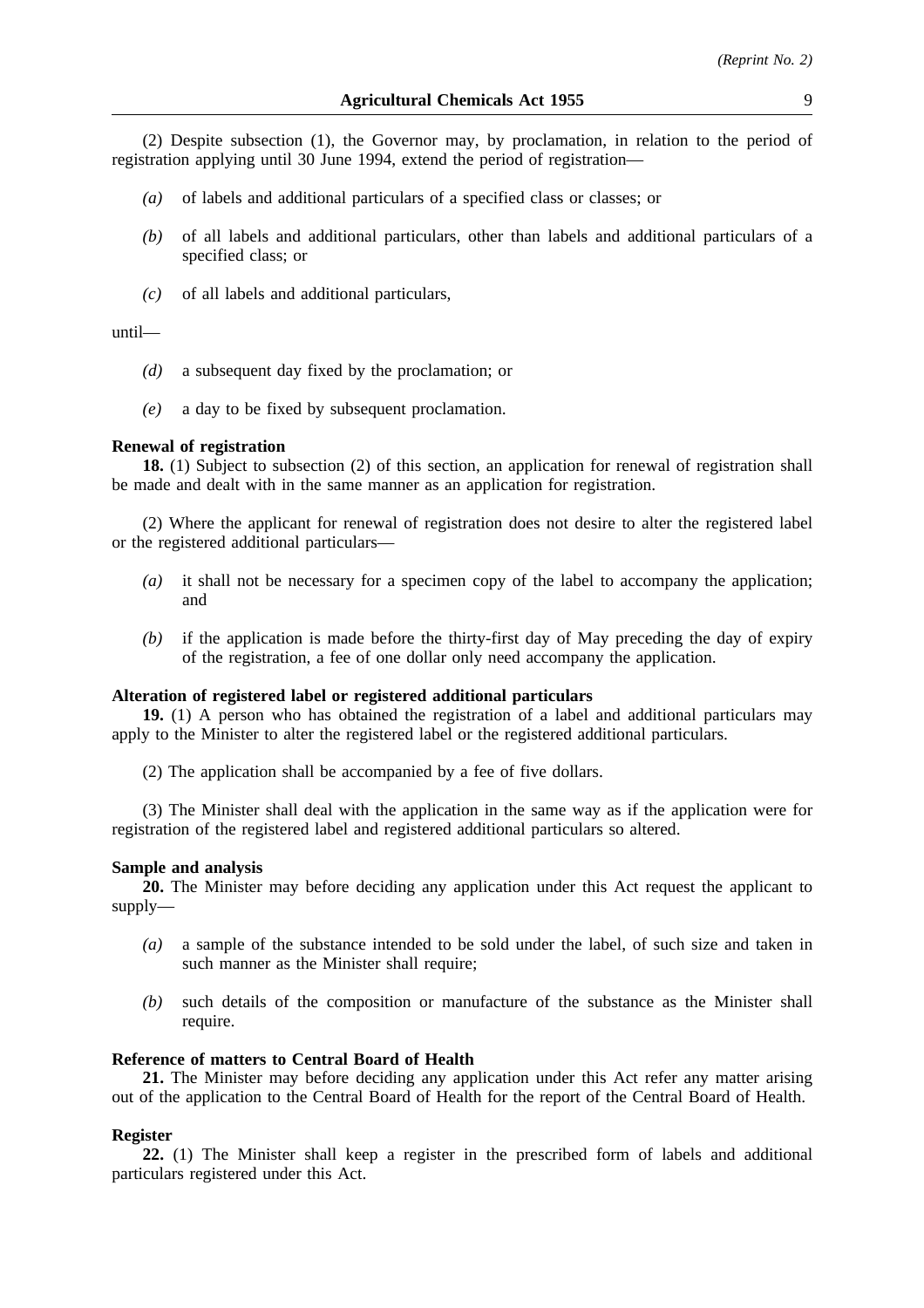(2) Despite subsection (1), the Governor may, by proclamation, in relation to the period of registration applying until 30 June 1994, extend the period of registration—

*(a)* of labels and additional particulars of a specified class or classes; or

*(b)* of all labels and additional particulars, other than labels and additional particulars of a specified class; or

*(c)* of all labels and additional particulars,

until—

*(d)* a subsequent day fixed by the proclamation; or

*(e)* a day to be fixed by subsequent proclamation.

**Renewal of registration**

**18.** (1) Subject to subsection (2) of this section, an application for renewal of registration shall be made and dealt with in the same manner as an application for registration.

(2) Where the applicant for renewal of registration does not desire to alter the registered label or the registered additional particulars—

*(a)* it shall not be necessary for a specimen copy of the label to accompany the application; and

*(b)* if the application is made before the thirty-first day of May preceding the day of expiry of the registration, a fee of one dollar only need accompany the application.

**Alteration of registered label or registered additional particulars**

**19.** (1) A person who has obtained the registration of a label and additional particulars may apply to the Minister to alter the registered label or the registered additional particulars.

(2) The application shall be accompanied by a fee of five dollars.

(3) The Minister shall deal with the application in the same way as if the application were for registration of the registered label and registered additional particulars so altered.

**Sample and analysis**

**20.** The Minister may before deciding any application under this Act request the applicant to supply—

*(a)* a sample of the substance intended to be sold under the label, of such size and taken in such manner as the Minister shall require;

*(b)* such details of the composition or manufacture of the substance as the Minister shall require.

**Reference of matters to Central Board of Health**

**21.** The Minister may before deciding any application under this Act refer any matter arising out of the application to the Central Board of Health for the report of the Central Board of Health.

**Register**

**22.** (1) The Minister shall keep a register in the prescribed form of labels and additional particulars registered under this Act.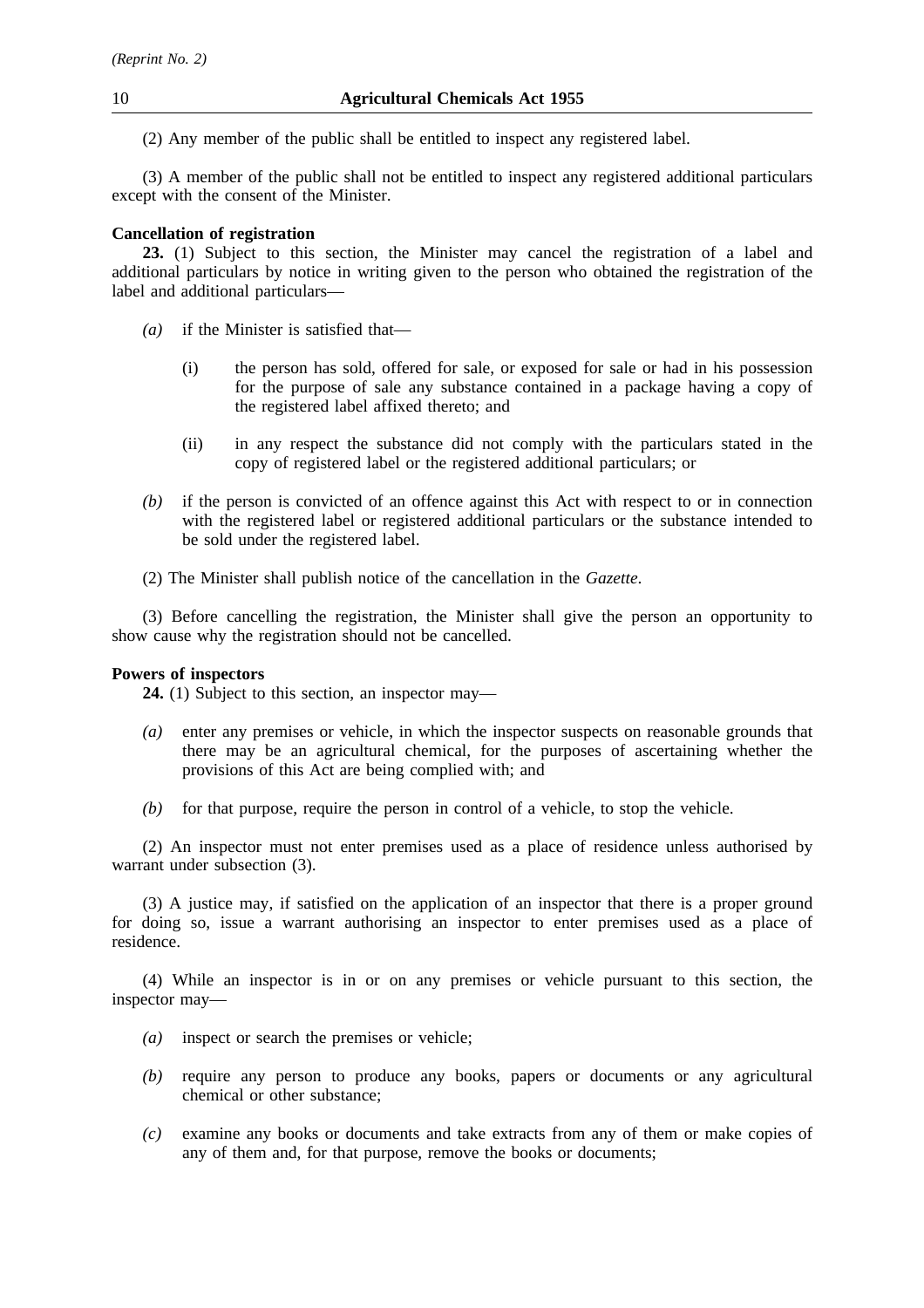(2) Any member of the public shall be entitled to inspect any registered label.

(3) A member of the public shall not be entitled to inspect any registered additional particulars except with the consent of the Minister.

**Cancellation of registration**

**23.** (1) Subject to this section, the Minister may cancel the registration of a label and additional particulars by notice in writing given to the person who obtained the registration of the label and additional particulars—

*(a)* if the Minister is satisfied that—

(i) the person has sold, offered for sale, or exposed for sale or had in his possession for the purpose of sale any substance contained in a package having a copy of the registered label affixed thereto; and

(ii) in any respect the substance did not comply with the particulars stated in the copy of registered label or the registered additional particulars; or

*(b)* if the person is convicted of an offence against this Act with respect to or in connection with the registered label or registered additional particulars or the substance intended to be sold under the registered label.

(2) The Minister shall publish notice of the cancellation in the *Gazette*.

(3) Before cancelling the registration, the Minister shall give the person an opportunity to show cause why the registration should not be cancelled.

**Powers of inspectors**

**24.** (1) Subject to this section, an inspector may—

*(a)* enter any premises or vehicle, in which the inspector suspects on reasonable grounds that there may be an agricultural chemical, for the purposes of ascertaining whether the provisions of this Act are being complied with; and

*(b)* for that purpose, require the person in control of a vehicle, to stop the vehicle.

(2) An inspector must not enter premises used as a place of residence unless authorised by warrant under subsection (3).

(3) A justice may, if satisfied on the application of an inspector that there is a proper ground for doing so, issue a warrant authorising an inspector to enter premises used as a place of residence.

(4) While an inspector is in or on any premises or vehicle pursuant to this section, the inspector may—

*(a)* inspect or search the premises or vehicle;

*(b)* require any person to produce any books, papers or documents or any agricultural chemical or other substance;

*(c)* examine any books or documents and take extracts from any of them or make copies of any of them and, for that purpose, remove the books or documents;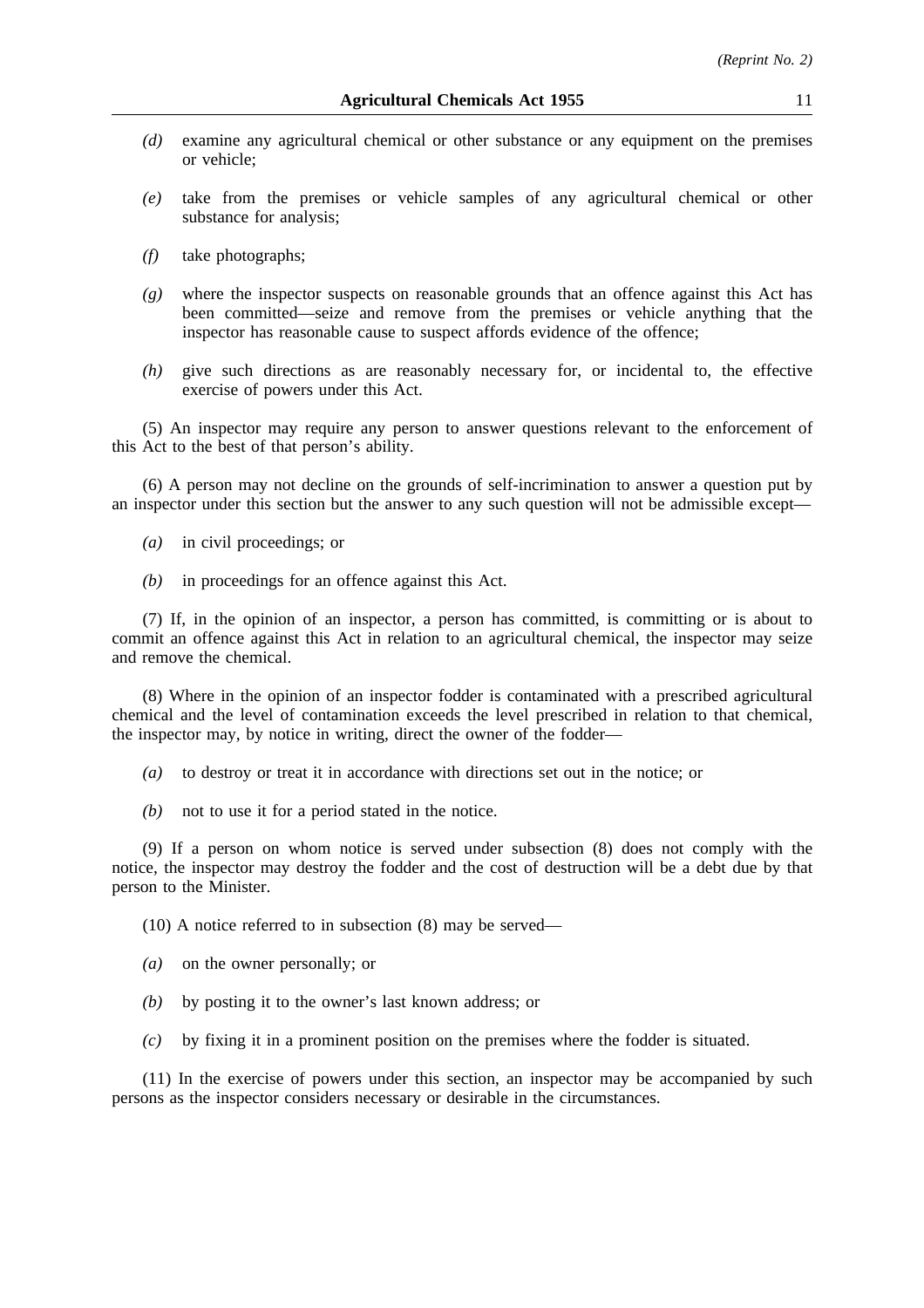*(d)* examine any agricultural chemical or other substance or any equipment on the premises or vehicle;

*(e)* take from the premises or vehicle samples of any agricultural chemical or other substance for analysis;

*(f)* take photographs;

*(g)* where the inspector suspects on reasonable grounds that an offence against this Act has been committed—seize and remove from the premises or vehicle anything that the inspector has reasonable cause to suspect affords evidence of the offence;

*(h)* give such directions as are reasonably necessary for, or incidental to, the effective exercise of powers under this Act.

(5) An inspector may require any person to answer questions relevant to the enforcement of this Act to the best of that person's ability.

(6) A person may not decline on the grounds of self-incrimination to answer a question put by an inspector under this section but the answer to any such question will not be admissible except—

*(a)* in civil proceedings; or

*(b)* in proceedings for an offence against this Act.

(7) If, in the opinion of an inspector, a person has committed, is committing or is about to commit an offence against this Act in relation to an agricultural chemical, the inspector may seize and remove the chemical.

(8) Where in the opinion of an inspector fodder is contaminated with a prescribed agricultural chemical and the level of contamination exceeds the level prescribed in relation to that chemical, the inspector may, by notice in writing, direct the owner of the fodder—

*(a)* to destroy or treat it in accordance with directions set out in the notice; or

*(b)* not to use it for a period stated in the notice.

(9) If a person on whom notice is served under subsection (8) does not comply with the notice, the inspector may destroy the fodder and the cost of destruction will be a debt due by that person to the Minister.

(10) A notice referred to in subsection (8) may be served—

*(a)* on the owner personally; or

*(b)* by posting it to the owner's last known address; or

*(c)* by fixing it in a prominent position on the premises where the fodder is situated.

(11) In the exercise of powers under this section, an inspector may be accompanied by such persons as the inspector considers necessary or desirable in the circumstances.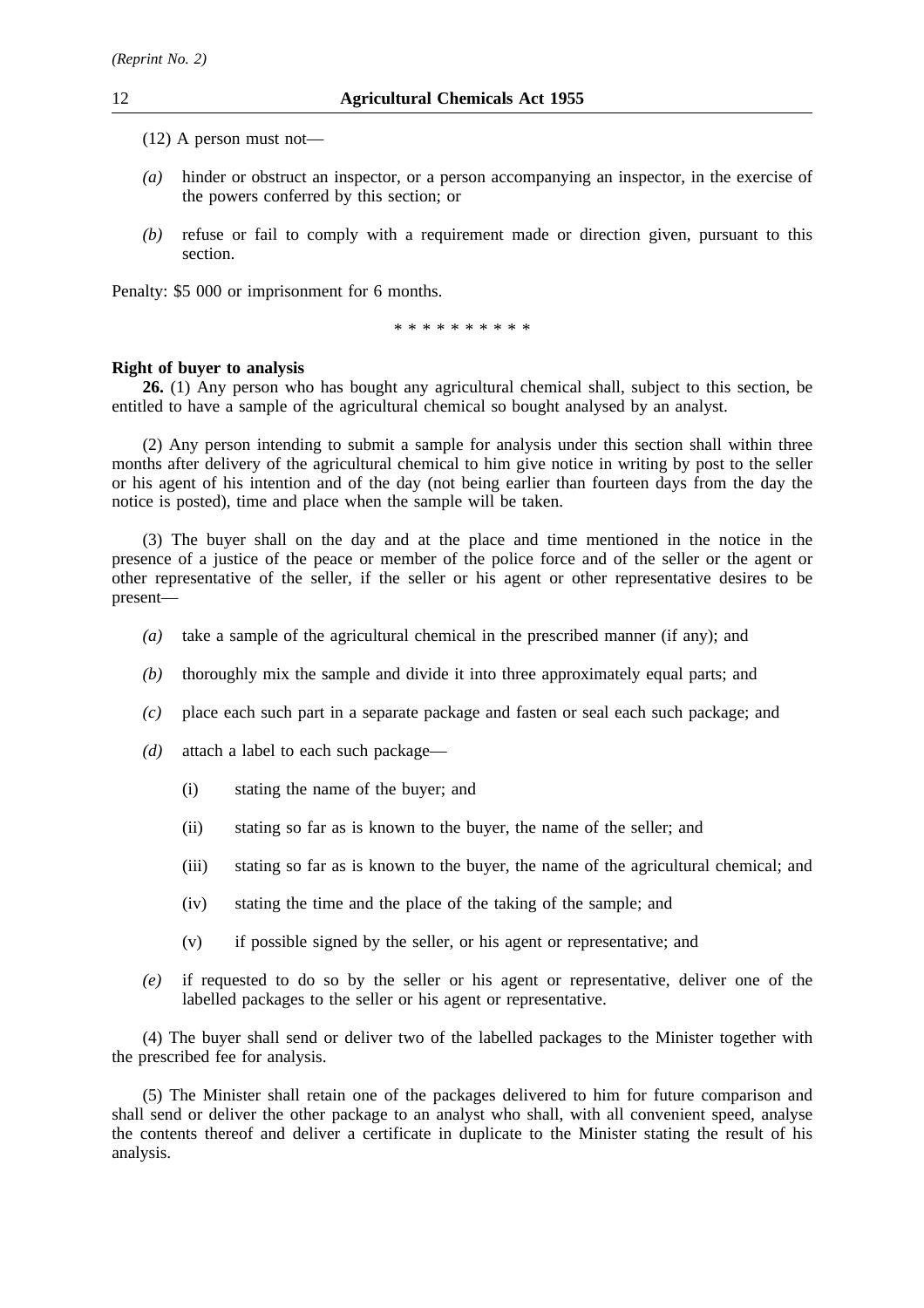(12) A person must not—

*(a)* hinder or obstruct an inspector, or a person accompanying an inspector, in the exercise of the powers conferred by this section; or

*(b)* refuse or fail to comply with a requirement made or direction given, pursuant to this section.

Penalty: $5 000 or imprisonment for 6 months.

\* \* \* \* \* \* \* \* \* \*

**Right of buyer to analysis**

**26.** (1) Any person who has bought any agricultural chemical shall, subject to this section, be entitled to have a sample of the agricultural chemical so bought analysed by an analyst.

(2) Any person intending to submit a sample for analysis under this section shall within three months after delivery of the agricultural chemical to him give notice in writing by post to the seller or his agent of his intention and of the day (not being earlier than fourteen days from the day the notice is posted), time and place when the sample will be taken.

(3) The buyer shall on the day and at the place and time mentioned in the notice in the presence of a justice of the peace or member of the police force and of the seller or the agent or other representative of the seller, if the seller or his agent or other representative desires to be present—

*(a)* take a sample of the agricultural chemical in the prescribed manner (if any); and

*(b)* thoroughly mix the sample and divide it into three approximately equal parts; and

*(c)* place each such part in a separate package and fasten or seal each such package; and

*(d)* attach a label to each such package—

(i) stating the name of the buyer; and

(ii) stating so far as is known to the buyer, the name of the seller; and

(iii) stating so far as is known to the buyer, the name of the agricultural chemical; and

(iv) stating the time and the place of the taking of the sample; and

(v) if possible signed by the seller, or his agent or representative; and

*(e)* if requested to do so by the seller or his agent or representative, deliver one of the labelled packages to the seller or his agent or representative.

(4) The buyer shall send or deliver two of the labelled packages to the Minister together with the prescribed fee for analysis.

(5) The Minister shall retain one of the packages delivered to him for future comparison and shall send or deliver the other package to an analyst who shall, with all convenient speed, analyse the contents thereof and deliver a certificate in duplicate to the Minister stating the result of his analysis.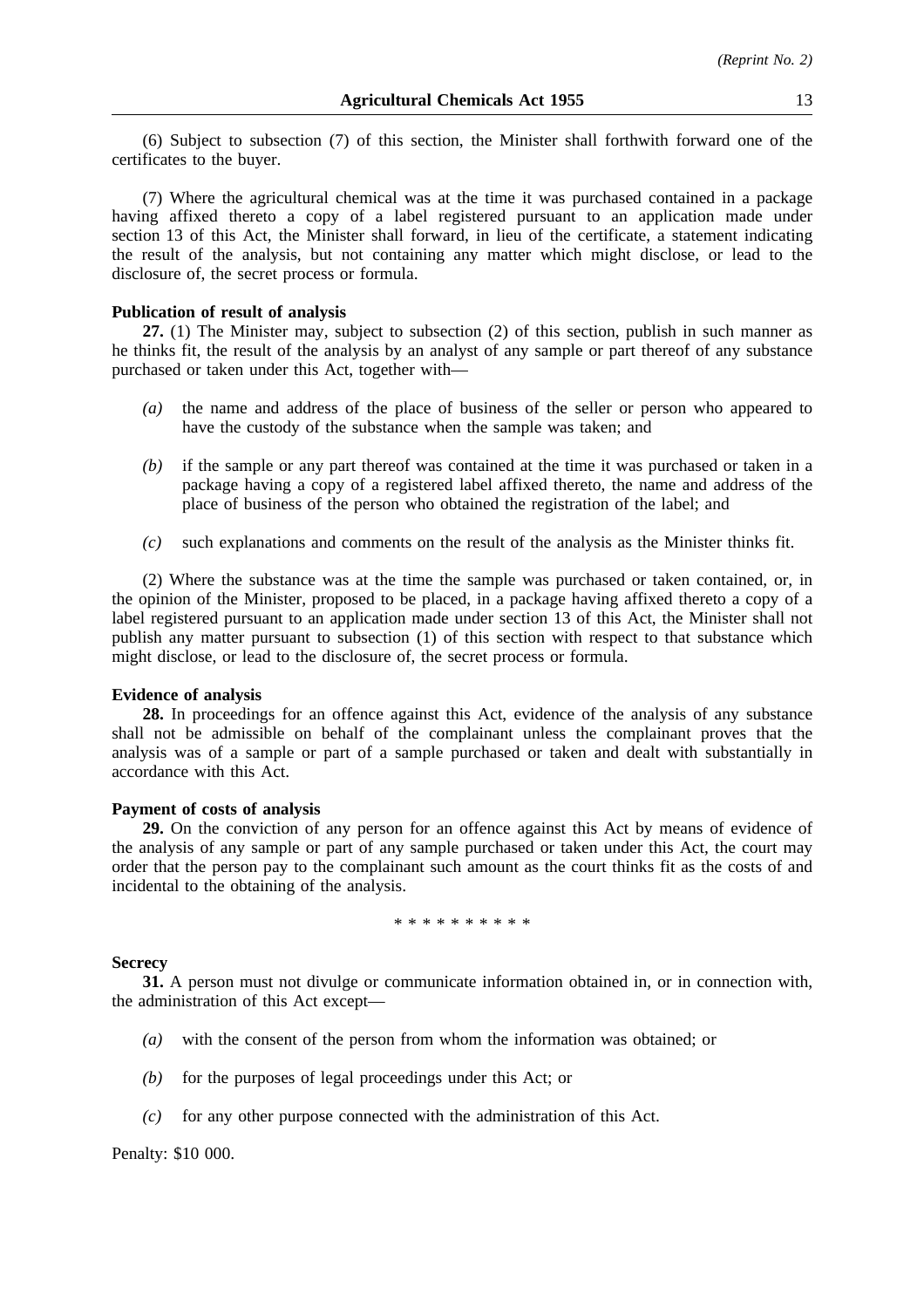(6) Subject to subsection (7) of this section, the Minister shall forthwith forward one of the certificates to the buyer.

(7) Where the agricultural chemical was at the time it was purchased contained in a package having affixed thereto a copy of a label registered pursuant to an application made under section 13 of this Act, the Minister shall forward, in lieu of the certificate, a statement indicating the result of the analysis, but not containing any matter which might disclose, or lead to the disclosure of, the secret process or formula.

**Publication of result of analysis**

**27.** (1) The Minister may, subject to subsection (2) of this section, publish in such manner as he thinks fit, the result of the analysis by an analyst of any sample or part thereof of any substance purchased or taken under this Act, together with—

*(a)* the name and address of the place of business of the seller or person who appeared to have the custody of the substance when the sample was taken; and

*(b)* if the sample or any part thereof was contained at the time it was purchased or taken in a package having a copy of a registered label affixed thereto, the name and address of the place of business of the person who obtained the registration of the label; and

*(c)* such explanations and comments on the result of the analysis as the Minister thinks fit.

(2) Where the substance was at the time the sample was purchased or taken contained, or, in the opinion of the Minister, proposed to be placed, in a package having affixed thereto a copy of a label registered pursuant to an application made under section 13 of this Act, the Minister shall not publish any matter pursuant to subsection (1) of this section with respect to that substance which might disclose, or lead to the disclosure of, the secret process or formula.

**Evidence of analysis**

**28.** In proceedings for an offence against this Act, evidence of the analysis of any substance shall not be admissible on behalf of the complainant unless the complainant proves that the analysis was of a sample or part of a sample purchased or taken and dealt with substantially in accordance with this Act.

**Payment of costs of analysis**

**29.** On the conviction of any person for an offence against this Act by means of evidence of the analysis of any sample or part of any sample purchased or taken under this Act, the court may order that the person pay to the complainant such amount as the court thinks fit as the costs of and incidental to the obtaining of the analysis.

\* \* \* \* \* \* \* \* \* \*

**Secrecy**

**31.** A person must not divulge or communicate information obtained in, or in connection with, the administration of this Act except—

*(a)* with the consent of the person from whom the information was obtained; or

*(b)* for the purposes of legal proceedings under this Act; or

*(c)* for any other purpose connected with the administration of this Act.

Penalty: $10 000.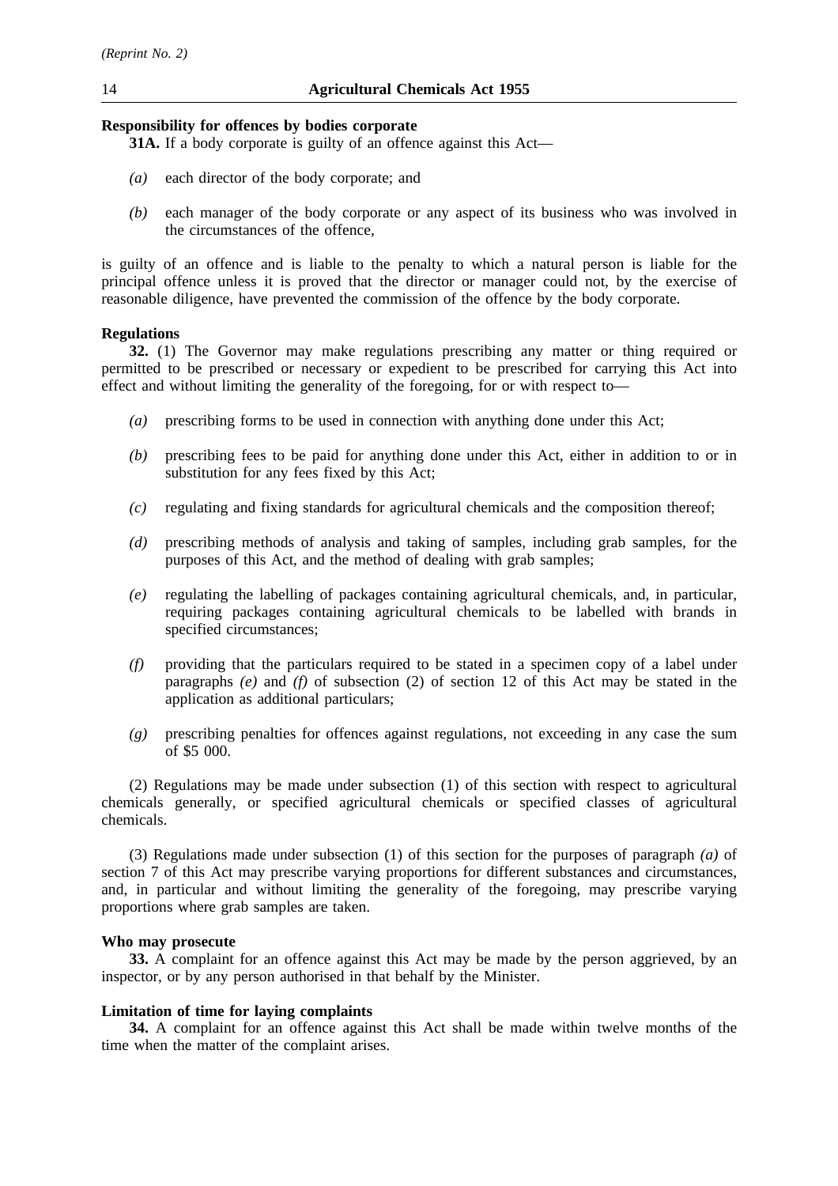**Responsibility for offences by bodies corporate**

**31A.** If a body corporate is guilty of an offence against this Act—

*(a)* each director of the body corporate; and

*(b)* each manager of the body corporate or any aspect of its business who was involved in the circumstances of the offence,

is guilty of an offence and is liable to the penalty to which a natural person is liable for the principal offence unless it is proved that the director or manager could not, by the exercise of reasonable diligence, have prevented the commission of the offence by the body corporate.

**Regulations**

**32.** (1) The Governor may make regulations prescribing any matter or thing required or permitted to be prescribed or necessary or expedient to be prescribed for carrying this Act into effect and without limiting the generality of the foregoing, for or with respect to—

*(a)* prescribing forms to be used in connection with anything done under this Act;

*(b)* prescribing fees to be paid for anything done under this Act, either in addition to or in substitution for any fees fixed by this Act;

*(c)* regulating and fixing standards for agricultural chemicals and the composition thereof;

*(d)* prescribing methods of analysis and taking of samples, including grab samples, for the purposes of this Act, and the method of dealing with grab samples;

*(e)* regulating the labelling of packages containing agricultural chemicals, and, in particular, requiring packages containing agricultural chemicals to be labelled with brands in specified circumstances;

*(f)* providing that the particulars required to be stated in a specimen copy of a label under paragraphs *(e)* and *(f)* of subsection (2) of section 12 of this Act may be stated in the application as additional particulars;

*(g)* prescribing penalties for offences against regulations, not exceeding in any case the sum of $5 000.

(2) Regulations may be made under subsection (1) of this section with respect to agricultural chemicals generally, or specified agricultural chemicals or specified classes of agricultural chemicals.

(3) Regulations made under subsection (1) of this section for the purposes of paragraph *(a)* of section 7 of this Act may prescribe varying proportions for different substances and circumstances, and, in particular and without limiting the generality of the foregoing, may prescribe varying proportions where grab samples are taken.

**Who may prosecute**

**33.** A complaint for an offence against this Act may be made by the person aggrieved, by an inspector, or by any person authorised in that behalf by the Minister.

**Limitation of time for laying complaints**

**34.** A complaint for an offence against this Act shall be made within twelve months of the time when the matter of the complaint arises.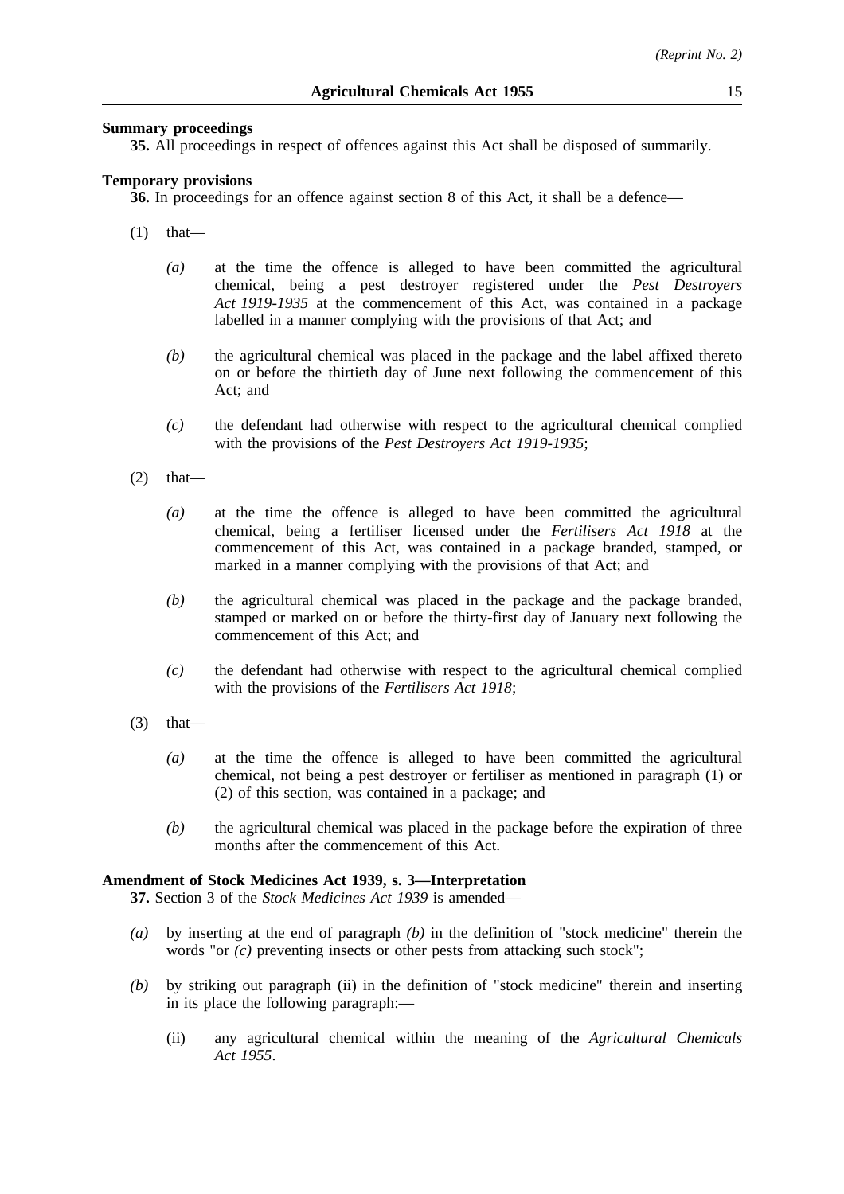**Summary proceedings**

**35.** All proceedings in respect of offences against this Act shall be disposed of summarily.

**Temporary provisions**

**36.** In proceedings for an offence against section 8 of this Act, it shall be a defence—

(1) that—

*(a)* at the time the offence is alleged to have been committed the agricultural chemical, being a pest destroyer registered under the *Pest Destroyers Act 1919-1935* at the commencement of this Act, was contained in a package labelled in a manner complying with the provisions of that Act; and

*(b)* the agricultural chemical was placed in the package and the label affixed thereto on or before the thirtieth day of June next following the commencement of this Act; and

*(c)* the defendant had otherwise with respect to the agricultural chemical complied with the provisions of the *Pest Destroyers Act 1919-1935*;

(2) that—

*(a)* at the time the offence is alleged to have been committed the agricultural chemical, being a fertiliser licensed under the *Fertilisers Act 1918* at the commencement of this Act, was contained in a package branded, stamped, or marked in a manner complying with the provisions of that Act; and

*(b)* the agricultural chemical was placed in the package and the package branded, stamped or marked on or before the thirty-first day of January next following the commencement of this Act; and

*(c)* the defendant had otherwise with respect to the agricultural chemical complied with the provisions of the *Fertilisers Act 1918*;

(3) that—

*(a)* at the time the offence is alleged to have been committed the agricultural chemical, not being a pest destroyer or fertiliser as mentioned in paragraph (1) or (2) of this section, was contained in a package; and

*(b)* the agricultural chemical was placed in the package before the expiration of three months after the commencement of this Act.

**Amendment of Stock Medicines Act 1939, s. 3—Interpretation**

**37.** Section 3 of the *Stock Medicines Act 1939* is amended—

*(a)* by inserting at the end of paragraph *(b)* in the definition of "stock medicine" therein the words "or *(c)* preventing insects or other pests from attacking such stock";

*(b)* by striking out paragraph (ii) in the definition of "stock medicine" therein and inserting in its place the following paragraph:—

(ii) any agricultural chemical within the meaning of the *Agricultural Chemicals Act 1955*.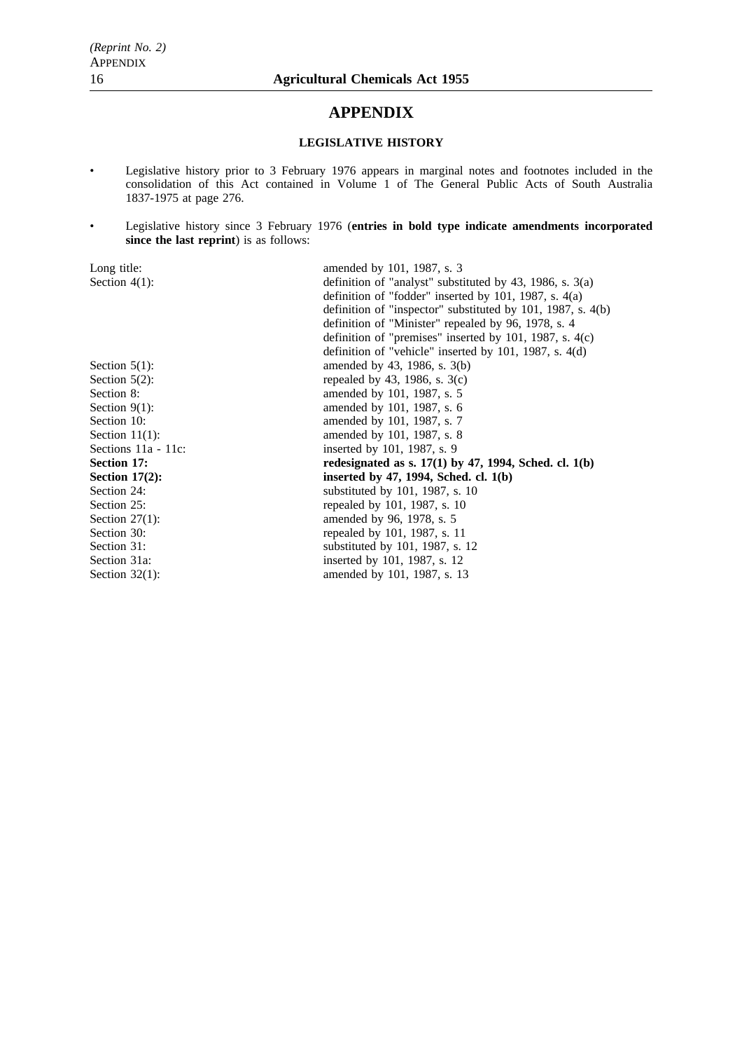# APPENDIX

### LEGISLATIVE HISTORY

- Legislative history prior to 3 February 1976 appears in marginal notes and footnotes included in the consolidation of this Act contained in Volume 1 of The General Public Acts of South Australia 1837-1975 at page 276.
- Legislative history since 3 February 1976 (**entries in bold type indicate amendments incorporated since the last reprint**) is as follows:

| | |
|---|---|
| Long title: | amended by 101, 1987, s. 3 |
| Section 4(1): | definition of "analyst" substituted by 43, 1986, s. 3(a) |
| | definition of "fodder" inserted by 101, 1987, s. 4(a) |
| | definition of "inspector" substituted by 101, 1987, s. 4(b) |
| | definition of "Minister" repealed by 96, 1978, s. 4 |
| | definition of "premises" inserted by 101, 1987, s. 4(c) |
| | definition of "vehicle" inserted by 101, 1987, s. 4(d) |
| Section 5(1): | amended by 43, 1986, s. 3(b) |
| Section 5(2): | repealed by 43, 1986, s. 3(c) |
| Section 8: | amended by 101, 1987, s. 5 |
| Section 9(1): | amended by 101, 1987, s. 6 |
| Section 10: | amended by 101, 1987, s. 7 |
| Section 11(1): | amended by 101, 1987, s. 8 |
| Sections 11a - 11c: | inserted by 101, 1987, s. 9 |
| **Section 17:** | **redesignated as s. 17(1) by 47, 1994, Sched. cl. 1(b)** |
| **Section 17(2):** | **inserted by 47, 1994, Sched. cl. 1(b)** |
| Section 24: | substituted by 101, 1987, s. 10 |
| Section 25: | repealed by 101, 1987, s. 10 |
| Section 27(1): | amended by 96, 1978, s. 5 |
| Section 30: | repealed by 101, 1987, s. 11 |
| Section 31: | substituted by 101, 1987, s. 12 |
| Section 31a: | inserted by 101, 1987, s. 12 |
| Section 32(1): | amended by 101, 1987, s. 13 |